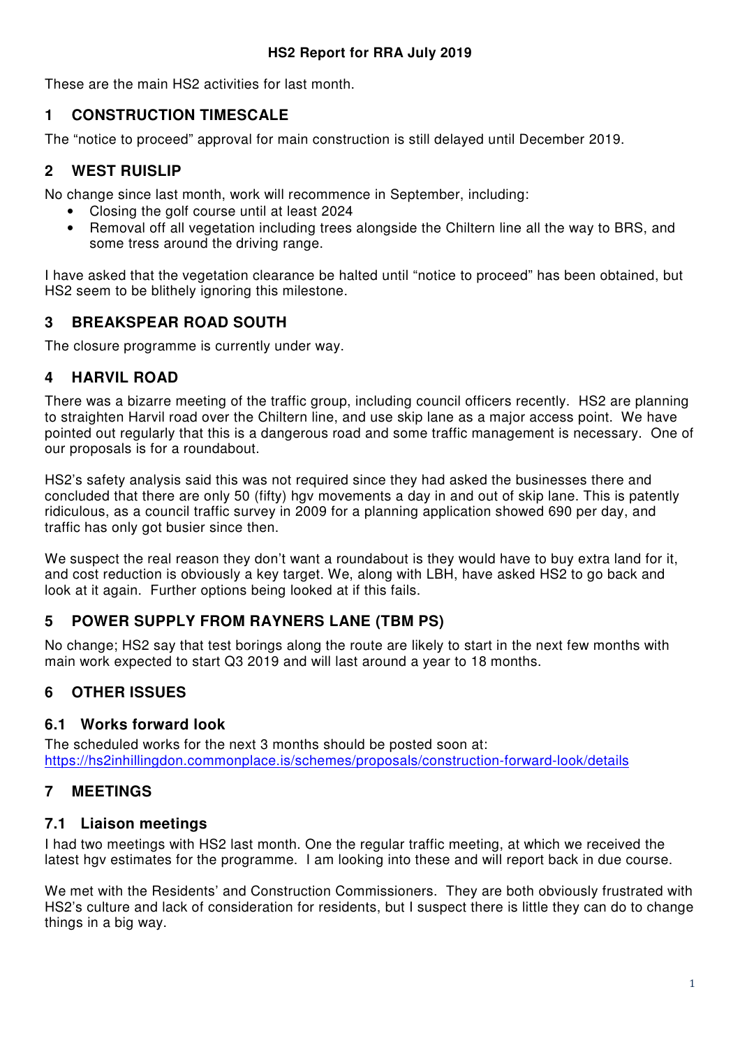**HS2 Report for RRA July 2019**

These are the main HS2 activities for last month.

## 1 CONSTRUCTION TIMESCALE

The "notice to proceed" approval for main construction is still delayed until December 2019.

## 2 WEST RUISLIP

No change since last month, work will recommence in September, including:

- Closing the golf course until at least 2024
- Removal off all vegetation including trees alongside the Chiltern line all the way to BRS, and some tress around the driving range.

I have asked that the vegetation clearance be halted until "notice to proceed" has been obtained, but HS2 seem to be blithely ignoring this milestone.

## 3 BREAKSPEAR ROAD SOUTH

The closure programme is currently under way.

## 4 HARVIL ROAD

There was a bizarre meeting of the traffic group, including council officers recently. HS2 are planning to straighten Harvil road over the Chiltern line, and use skip lane as a major access point. We have pointed out regularly that this is a dangerous road and some traffic management is necessary. One of our proposals is for a roundabout.

HS2's safety analysis said this was not required since they had asked the businesses there and concluded that there are only 50 (fifty) hgv movements a day in and out of skip lane. This is patently ridiculous, as a council traffic survey in 2009 for a planning application showed 690 per day, and traffic has only got busier since then.

We suspect the real reason they don't want a roundabout is they would have to buy extra land for it, and cost reduction is obviously a key target. We, along with LBH, have asked HS2 to go back and look at it again. Further options being looked at if this fails.

## 5 POWER SUPPLY FROM RAYNERS LANE (TBM PS)

No change; HS2 say that test borings along the route are likely to start in the next few months with main work expected to start Q3 2019 and will last around a year to 18 months.

## 6 OTHER ISSUES

### 6.1 Works forward look

The scheduled works for the next 3 months should be posted soon at:
https://hs2inhillingdon.commonplace.is/schemes/proposals/construction-forward-look/details

## 7 MEETINGS

### 7.1 Liaison meetings

I had two meetings with HS2 last month. One the regular traffic meeting, at which we received the latest hgv estimates for the programme. I am looking into these and will report back in due course.

We met with the Residents' and Construction Commissioners. They are both obviously frustrated with HS2's culture and lack of consideration for residents, but I suspect there is little they can do to change things in a big way.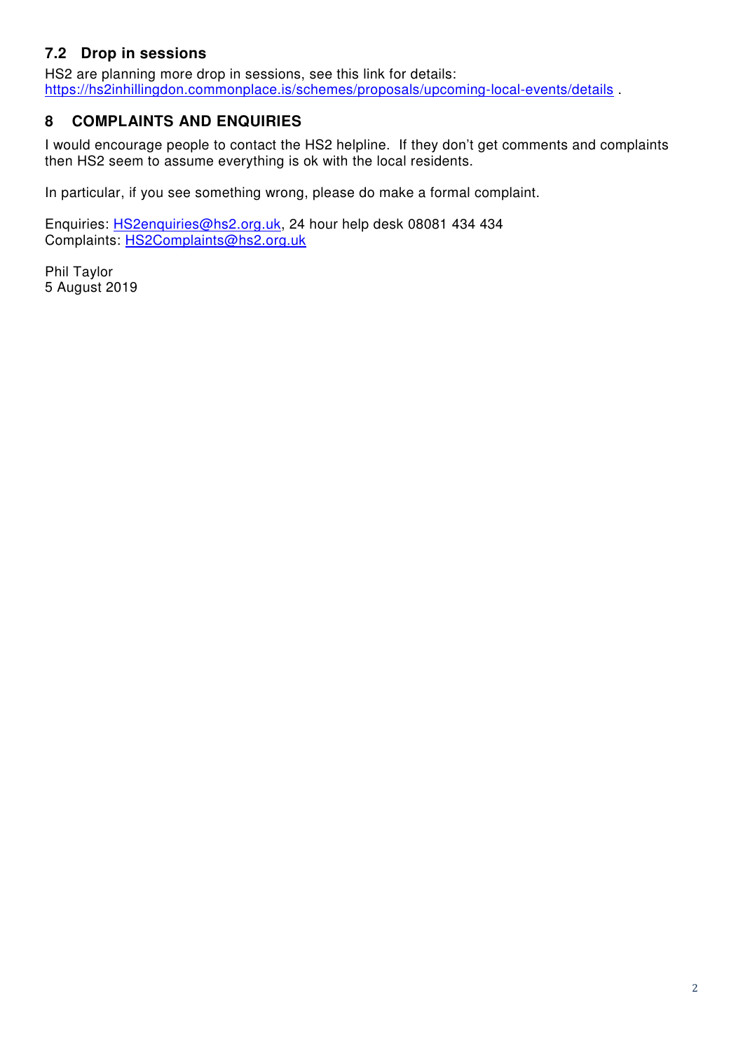### 7.2 Drop in sessions

HS2 are planning more drop in sessions, see this link for details: https://hs2inhillingdon.commonplace.is/schemes/proposals/upcoming-local-events/details .

## 8 COMPLAINTS AND ENQUIRIES

I would encourage people to contact the HS2 helpline. If they don't get comments and complaints then HS2 seem to assume everything is ok with the local residents.

In particular, if you see something wrong, please do make a formal complaint.

Enquiries: HS2enquiries@hs2.org.uk, 24 hour help desk 08081 434 434
Complaints: HS2Complaints@hs2.org.uk

Phil Taylor
5 August 2019